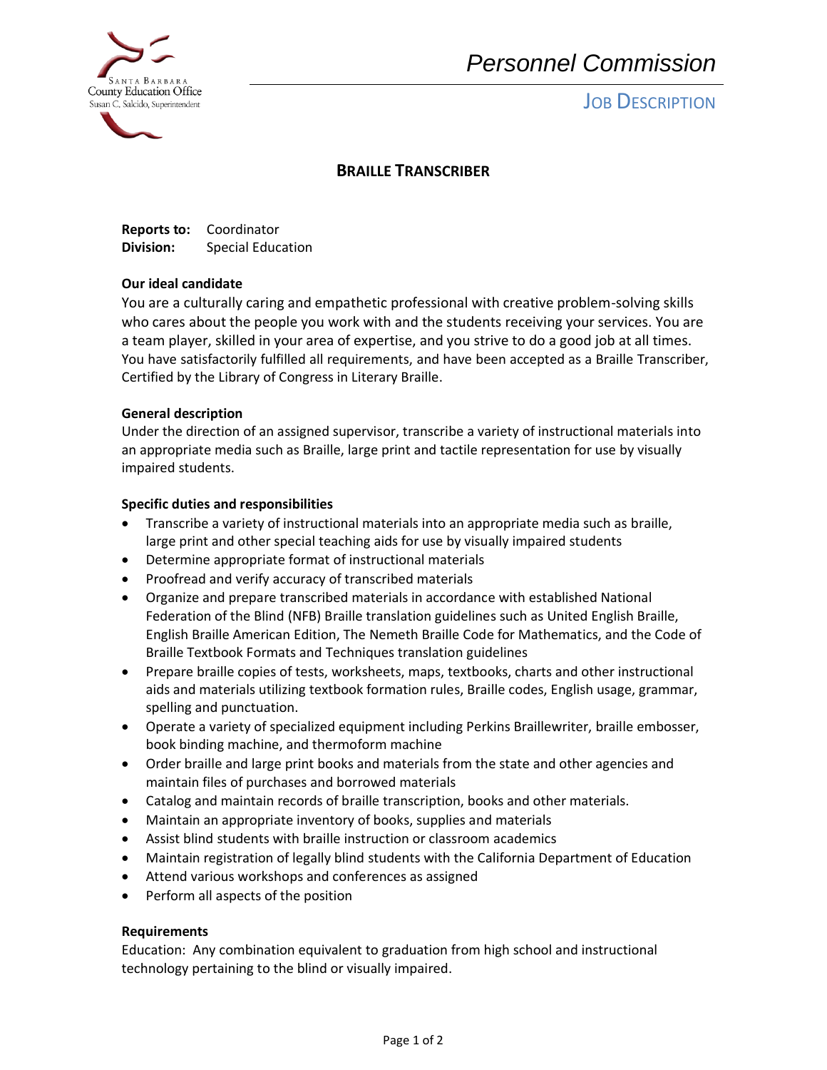Santa Barbara County Education Office
Susan C. Salcido, Superintendent

*Personnel Commission*

JOB DESCRIPTION

# BRAILLE TRANSCRIBER

**Reports to:** Coordinator
**Division:** Special Education

**Our ideal candidate**

You are a culturally caring and empathetic professional with creative problem-solving skills who cares about the people you work with and the students receiving your services. You are a team player, skilled in your area of expertise, and you strive to do a good job at all times. You have satisfactorily fulfilled all requirements, and have been accepted as a Braille Transcriber, Certified by the Library of Congress in Literary Braille.

**General description**

Under the direction of an assigned supervisor, transcribe a variety of instructional materials into an appropriate media such as Braille, large print and tactile representation for use by visually impaired students.

**Specific duties and responsibilities**

- Transcribe a variety of instructional materials into an appropriate media such as braille, large print and other special teaching aids for use by visually impaired students
- Determine appropriate format of instructional materials
- Proofread and verify accuracy of transcribed materials
- Organize and prepare transcribed materials in accordance with established National Federation of the Blind (NFB) Braille translation guidelines such as United English Braille, English Braille American Edition, The Nemeth Braille Code for Mathematics, and the Code of Braille Textbook Formats and Techniques translation guidelines
- Prepare braille copies of tests, worksheets, maps, textbooks, charts and other instructional aids and materials utilizing textbook formation rules, Braille codes, English usage, grammar, spelling and punctuation.
- Operate a variety of specialized equipment including Perkins Braillewriter, braille embosser, book binding machine, and thermoform machine
- Order braille and large print books and materials from the state and other agencies and maintain files of purchases and borrowed materials
- Catalog and maintain records of braille transcription, books and other materials.
- Maintain an appropriate inventory of books, supplies and materials
- Assist blind students with braille instruction or classroom academics
- Maintain registration of legally blind students with the California Department of Education
- Attend various workshops and conferences as assigned
- Perform all aspects of the position

**Requirements**

Education: Any combination equivalent to graduation from high school and instructional technology pertaining to the blind or visually impaired.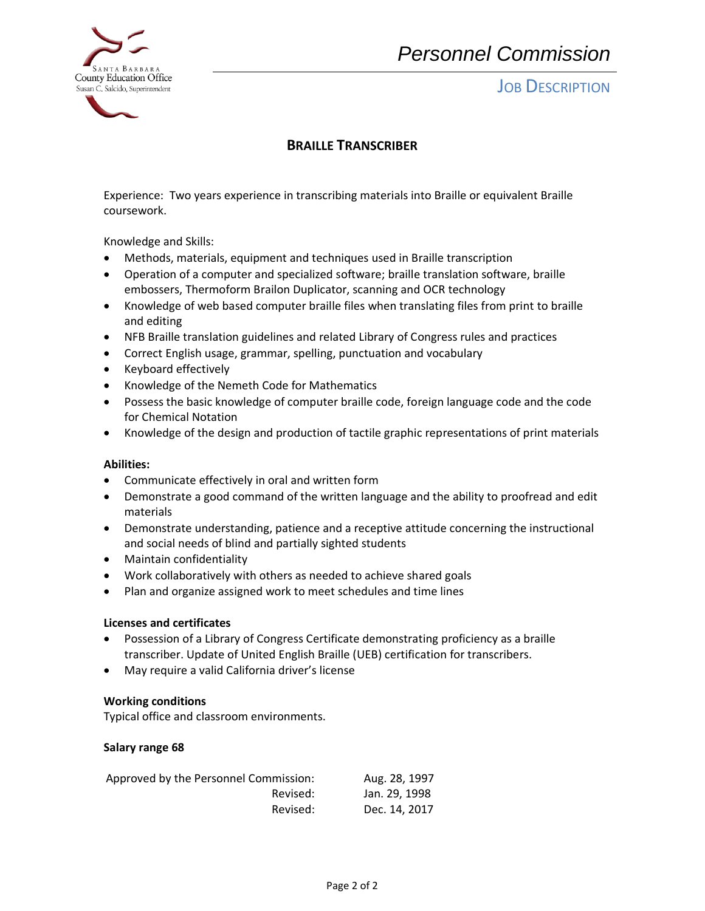# BRAILLE TRANSCRIBER

Experience: Two years experience in transcribing materials into Braille or equivalent Braille coursework.

Knowledge and Skills:

- Methods, materials, equipment and techniques used in Braille transcription
- Operation of a computer and specialized software; braille translation software, braille embossers, Thermoform Brailon Duplicator, scanning and OCR technology
- Knowledge of web based computer braille files when translating files from print to braille and editing
- NFB Braille translation guidelines and related Library of Congress rules and practices
- Correct English usage, grammar, spelling, punctuation and vocabulary
- Keyboard effectively
- Knowledge of the Nemeth Code for Mathematics
- Possess the basic knowledge of computer braille code, foreign language code and the code for Chemical Notation
- Knowledge of the design and production of tactile graphic representations of print materials

**Abilities:**

- Communicate effectively in oral and written form
- Demonstrate a good command of the written language and the ability to proofread and edit materials
- Demonstrate understanding, patience and a receptive attitude concerning the instructional and social needs of blind and partially sighted students
- Maintain confidentiality
- Work collaboratively with others as needed to achieve shared goals
- Plan and organize assigned work to meet schedules and time lines

**Licenses and certificates**

- Possession of a Library of Congress Certificate demonstrating proficiency as a braille transcriber. Update of United English Braille (UEB) certification for transcribers.
- May require a valid California driver's license

**Working conditions**

Typical office and classroom environments.

**Salary range 68**

| | |
|---|---|
| Approved by the Personnel Commission: | Aug. 28, 1997 |
| Revised: | Jan. 29, 1998 |
| Revised: | Dec. 14, 2017 |